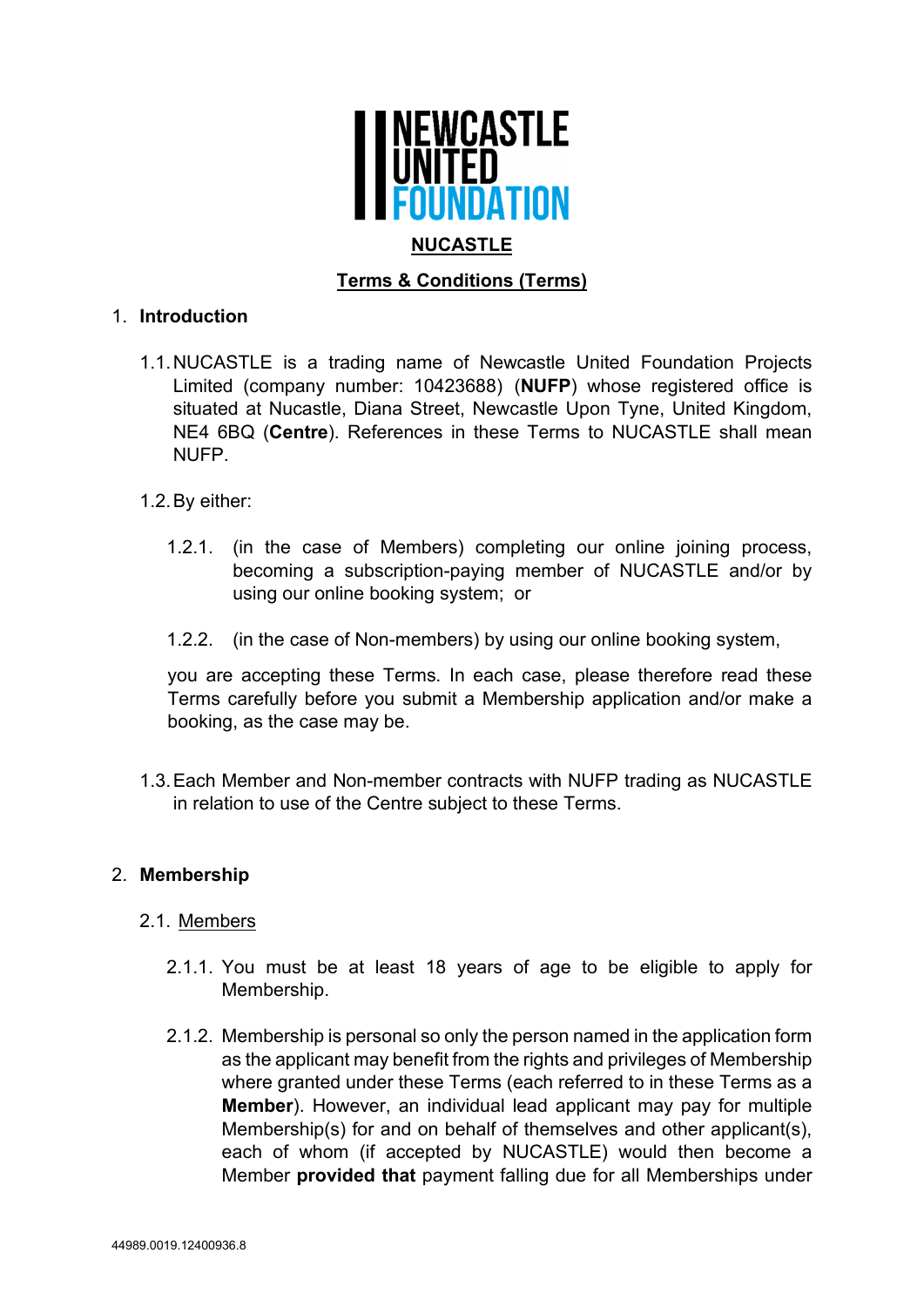NEWCASTLE UNITED FOUNDATION

# NUCASTLE

## Terms & Conditions (Terms)

1. **Introduction**

1.1. NUCASTLE is a trading name of Newcastle United Foundation Projects Limited (company number: 10423688) (**NUFP**) whose registered office is situated at Nucastle, Diana Street, Newcastle Upon Tyne, United Kingdom, NE4 6BQ (**Centre**). References in these Terms to NUCASTLE shall mean NUFP.

1.2. By either:

1.2.1. (in the case of Members) completing our online joining process, becoming a subscription-paying member of NUCASTLE and/or by using our online booking system; or

1.2.2. (in the case of Non-members) by using our online booking system,

you are accepting these Terms. In each case, please therefore read these Terms carefully before you submit a Membership application and/or make a booking, as the case may be.

1.3. Each Member and Non-member contracts with NUFP trading as NUCASTLE in relation to use of the Centre subject to these Terms.

2. **Membership**

2.1. Members

2.1.1. You must be at least 18 years of age to be eligible to apply for Membership.

2.1.2. Membership is personal so only the person named in the application form as the applicant may benefit from the rights and privileges of Membership where granted under these Terms (each referred to in these Terms as a **Member**). However, an individual lead applicant may pay for multiple Membership(s) for and on behalf of themselves and other applicant(s), each of whom (if accepted by NUCASTLE) would then become a Member **provided that** payment falling due for all Memberships under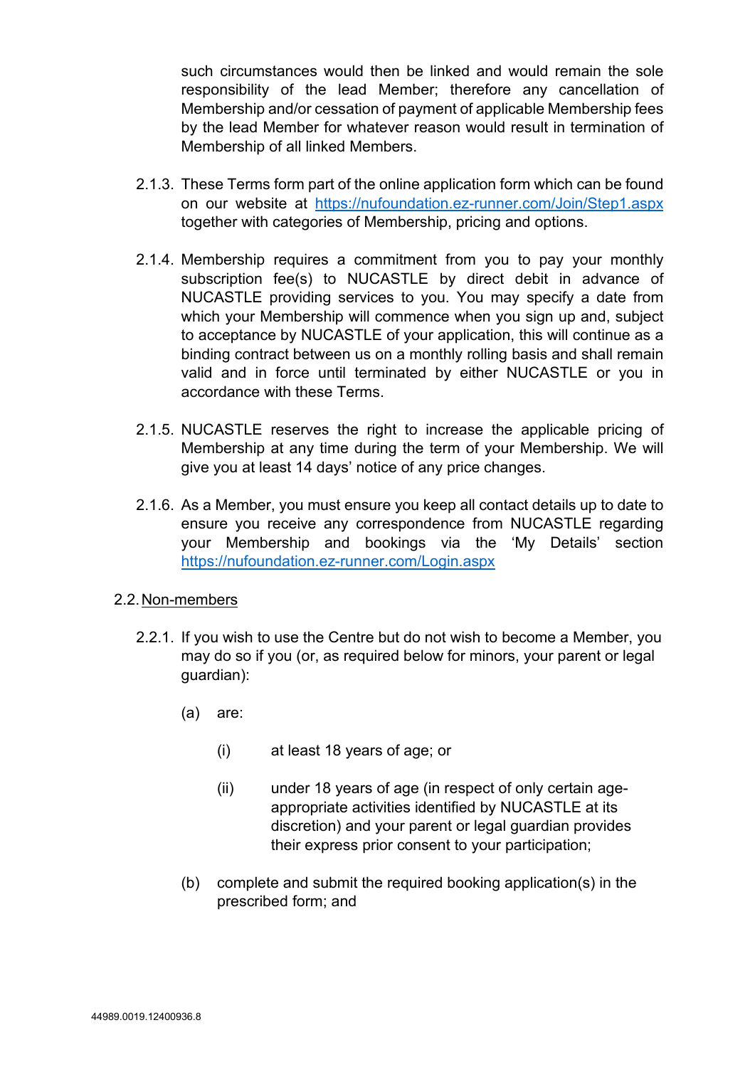such circumstances would then be linked and would remain the sole responsibility of the lead Member; therefore any cancellation of Membership and/or cessation of payment of applicable Membership fees by the lead Member for whatever reason would result in termination of Membership of all linked Members.

2.1.3. These Terms form part of the online application form which can be found on our website at [https://nufoundation.ez-runner.com/Join/Step1.aspx](https://nufoundation.ez-runner.com/Join/Step1.aspx) together with categories of Membership, pricing and options.

2.1.4. Membership requires a commitment from you to pay your monthly subscription fee(s) to NUCASTLE by direct debit in advance of NUCASTLE providing services to you. You may specify a date from which your Membership will commence when you sign up and, subject to acceptance by NUCASTLE of your application, this will continue as a binding contract between us on a monthly rolling basis and shall remain valid and in force until terminated by either NUCASTLE or you in accordance with these Terms.

2.1.5. NUCASTLE reserves the right to increase the applicable pricing of Membership at any time during the term of your Membership. We will give you at least 14 days' notice of any price changes.

2.1.6. As a Member, you must ensure you keep all contact details up to date to ensure you receive any correspondence from NUCASTLE regarding your Membership and bookings via the 'My Details' section [https://nufoundation.ez-runner.com/Login.aspx](https://nufoundation.ez-runner.com/Login.aspx)

2.2. Non-members

2.2.1. If you wish to use the Centre but do not wish to become a Member, you may do so if you (or, as required below for minors, your parent or legal guardian):

(a) are:

(i) at least 18 years of age; or

(ii) under 18 years of age (in respect of only certain age-appropriate activities identified by NUCASTLE at its discretion) and your parent or legal guardian provides their express prior consent to your participation;

(b) complete and submit the required booking application(s) in the prescribed form; and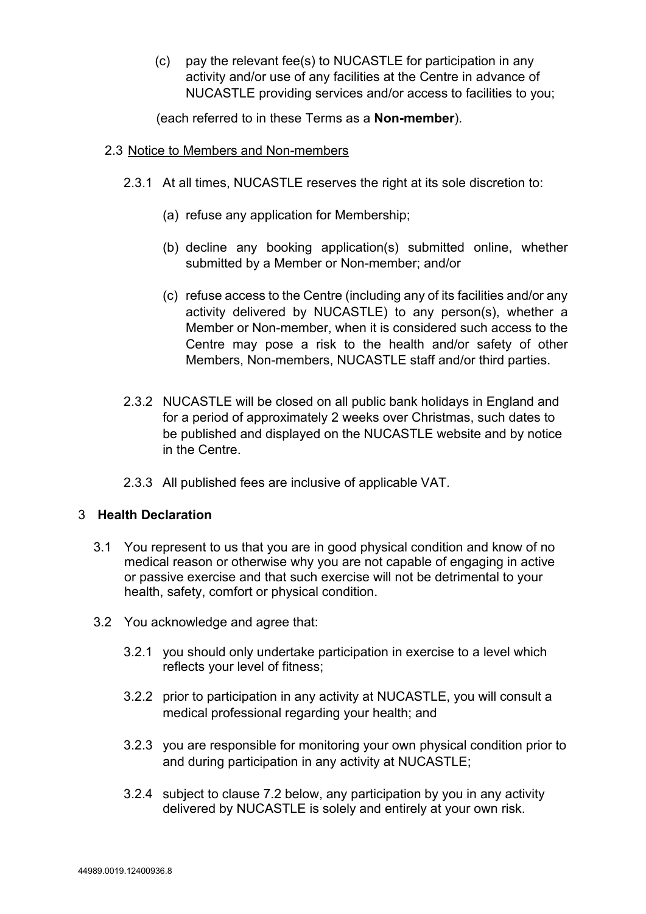(c) pay the relevant fee(s) to NUCASTLE for participation in any activity and/or use of any facilities at the Centre in advance of NUCASTLE providing services and/or access to facilities to you;

(each referred to in these Terms as a **Non-member**).

2.3 Notice to Members and Non-members

2.3.1 At all times, NUCASTLE reserves the right at its sole discretion to:

(a) refuse any application for Membership;

(b) decline any booking application(s) submitted online, whether submitted by a Member or Non-member; and/or

(c) refuse access to the Centre (including any of its facilities and/or any activity delivered by NUCASTLE) to any person(s), whether a Member or Non-member, when it is considered such access to the Centre may pose a risk to the health and/or safety of other Members, Non-members, NUCASTLE staff and/or third parties.

2.3.2 NUCASTLE will be closed on all public bank holidays in England and for a period of approximately 2 weeks over Christmas, such dates to be published and displayed on the NUCASTLE website and by notice in the Centre.

2.3.3 All published fees are inclusive of applicable VAT.

## 3 Health Declaration

3.1 You represent to us that you are in good physical condition and know of no medical reason or otherwise why you are not capable of engaging in active or passive exercise and that such exercise will not be detrimental to your health, safety, comfort or physical condition.

3.2 You acknowledge and agree that:

3.2.1 you should only undertake participation in exercise to a level which reflects your level of fitness;

3.2.2 prior to participation in any activity at NUCASTLE, you will consult a medical professional regarding your health; and

3.2.3 you are responsible for monitoring your own physical condition prior to and during participation in any activity at NUCASTLE;

3.2.4 subject to clause 7.2 below, any participation by you in any activity delivered by NUCASTLE is solely and entirely at your own risk.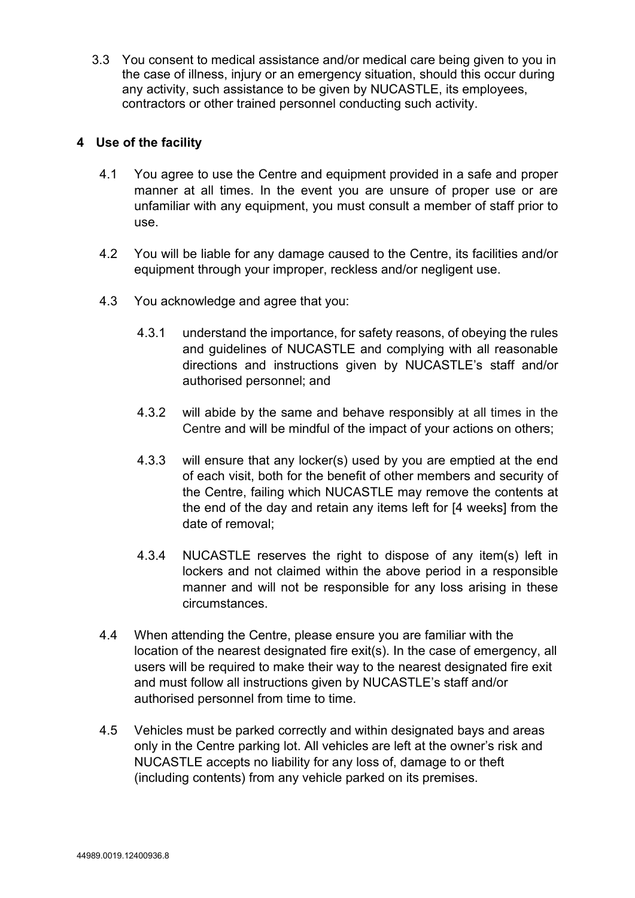3.3 You consent to medical assistance and/or medical care being given to you in the case of illness, injury or an emergency situation, should this occur during any activity, such assistance to be given by NUCASTLE, its employees, contractors or other trained personnel conducting such activity.

## 4 Use of the facility

4.1 You agree to use the Centre and equipment provided in a safe and proper manner at all times. In the event you are unsure of proper use or are unfamiliar with any equipment, you must consult a member of staff prior to use.

4.2 You will be liable for any damage caused to the Centre, its facilities and/or equipment through your improper, reckless and/or negligent use.

4.3 You acknowledge and agree that you:

4.3.1 understand the importance, for safety reasons, of obeying the rules and guidelines of NUCASTLE and complying with all reasonable directions and instructions given by NUCASTLE's staff and/or authorised personnel; and

4.3.2 will abide by the same and behave responsibly at all times in the Centre and will be mindful of the impact of your actions on others;

4.3.3 will ensure that any locker(s) used by you are emptied at the end of each visit, both for the benefit of other members and security of the Centre, failing which NUCASTLE may remove the contents at the end of the day and retain any items left for [4 weeks] from the date of removal;

4.3.4 NUCASTLE reserves the right to dispose of any item(s) left in lockers and not claimed within the above period in a responsible manner and will not be responsible for any loss arising in these circumstances.

4.4 When attending the Centre, please ensure you are familiar with the location of the nearest designated fire exit(s). In the case of emergency, all users will be required to make their way to the nearest designated fire exit and must follow all instructions given by NUCASTLE's staff and/or authorised personnel from time to time.

4.5 Vehicles must be parked correctly and within designated bays and areas only in the Centre parking lot. All vehicles are left at the owner's risk and NUCASTLE accepts no liability for any loss of, damage to or theft (including contents) from any vehicle parked on its premises.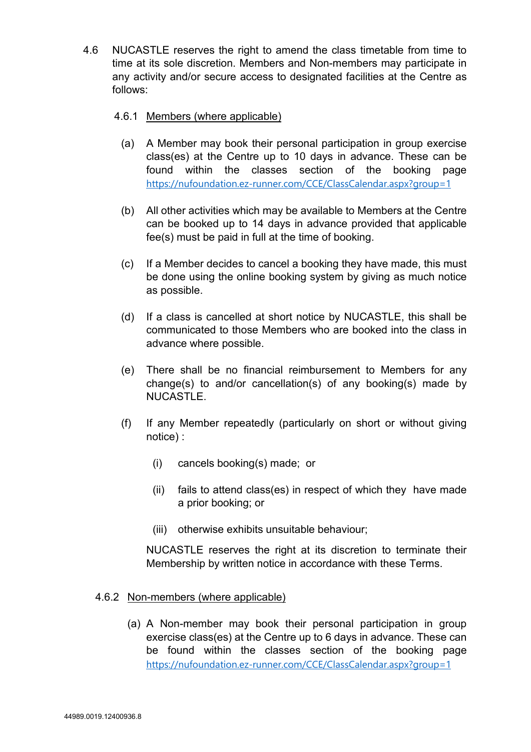4.6 NUCASTLE reserves the right to amend the class timetable from time to time at its sole discretion. Members and Non-members may participate in any activity and/or secure access to designated facilities at the Centre as follows:

4.6.1 <u>Members (where applicable)</u>

(a) A Member may book their personal participation in group exercise class(es) at the Centre up to 10 days in advance. These can be found within the classes section of the booking page https://nufoundation.ez-runner.com/CCE/ClassCalendar.aspx?group=1

(b) All other activities which may be available to Members at the Centre can be booked up to 14 days in advance provided that applicable fee(s) must be paid in full at the time of booking.

(c) If a Member decides to cancel a booking they have made, this must be done using the online booking system by giving as much notice as possible.

(d) If a class is cancelled at short notice by NUCASTLE, this shall be communicated to those Members who are booked into the class in advance where possible.

(e) There shall be no financial reimbursement to Members for any change(s) to and/or cancellation(s) of any booking(s) made by NUCASTLE.

(f) If any Member repeatedly (particularly on short or without giving notice) :

(i) cancels booking(s) made; or

(ii) fails to attend class(es) in respect of which they have made a prior booking; or

(iii) otherwise exhibits unsuitable behaviour;

NUCASTLE reserves the right at its discretion to terminate their Membership by written notice in accordance with these Terms.

4.6.2 <u>Non-members (where applicable)</u>

(a) A Non-member may book their personal participation in group exercise class(es) at the Centre up to 6 days in advance. These can be found within the classes section of the booking page https://nufoundation.ez-runner.com/CCE/ClassCalendar.aspx?group=1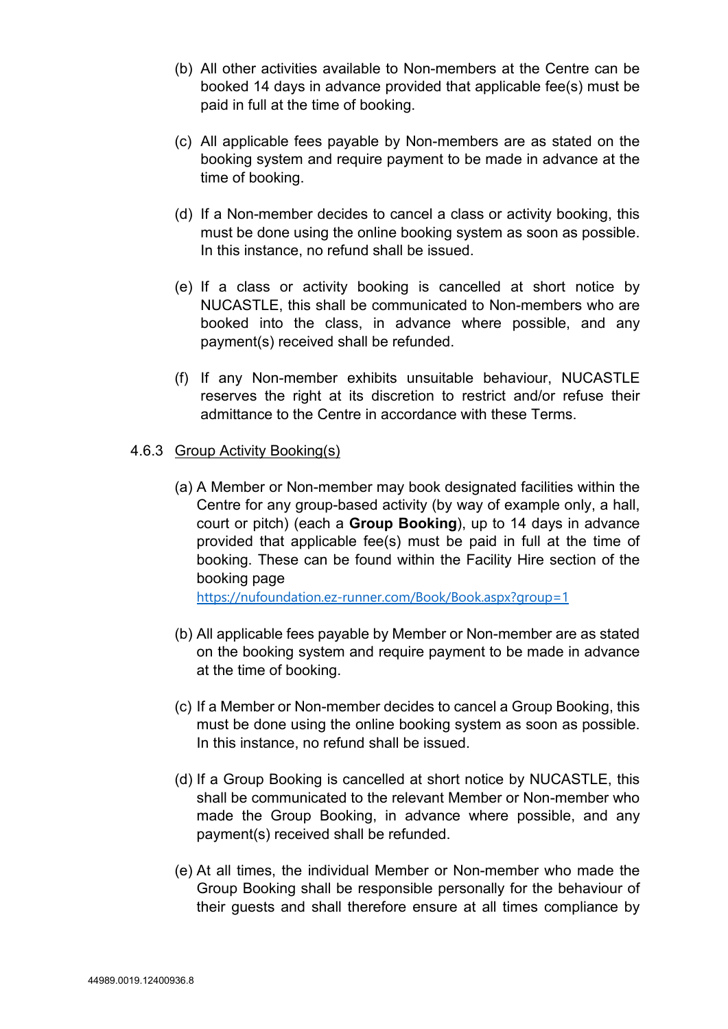(b) All other activities available to Non-members at the Centre can be booked 14 days in advance provided that applicable fee(s) must be paid in full at the time of booking.

(c) All applicable fees payable by Non-members are as stated on the booking system and require payment to be made in advance at the time of booking.

(d) If a Non-member decides to cancel a class or activity booking, this must be done using the online booking system as soon as possible. In this instance, no refund shall be issued.

(e) If a class or activity booking is cancelled at short notice by NUCASTLE, this shall be communicated to Non-members who are booked into the class, in advance where possible, and any payment(s) received shall be refunded.

(f) If any Non-member exhibits unsuitable behaviour, NUCASTLE reserves the right at its discretion to restrict and/or refuse their admittance to the Centre in accordance with these Terms.

4.6.3 Group Activity Booking(s)

(a) A Member or Non-member may book designated facilities within the Centre for any group-based activity (by way of example only, a hall, court or pitch) (each a **Group Booking**), up to 14 days in advance provided that applicable fee(s) must be paid in full at the time of booking. These can be found within the Facility Hire section of the booking page https://nufoundation.ez-runner.com/Book/Book.aspx?group=1

(b) All applicable fees payable by Member or Non-member are as stated on the booking system and require payment to be made in advance at the time of booking.

(c) If a Member or Non-member decides to cancel a Group Booking, this must be done using the online booking system as soon as possible. In this instance, no refund shall be issued.

(d) If a Group Booking is cancelled at short notice by NUCASTLE, this shall be communicated to the relevant Member or Non-member who made the Group Booking, in advance where possible, and any payment(s) received shall be refunded.

(e) At all times, the individual Member or Non-member who made the Group Booking shall be responsible personally for the behaviour of their guests and shall therefore ensure at all times compliance by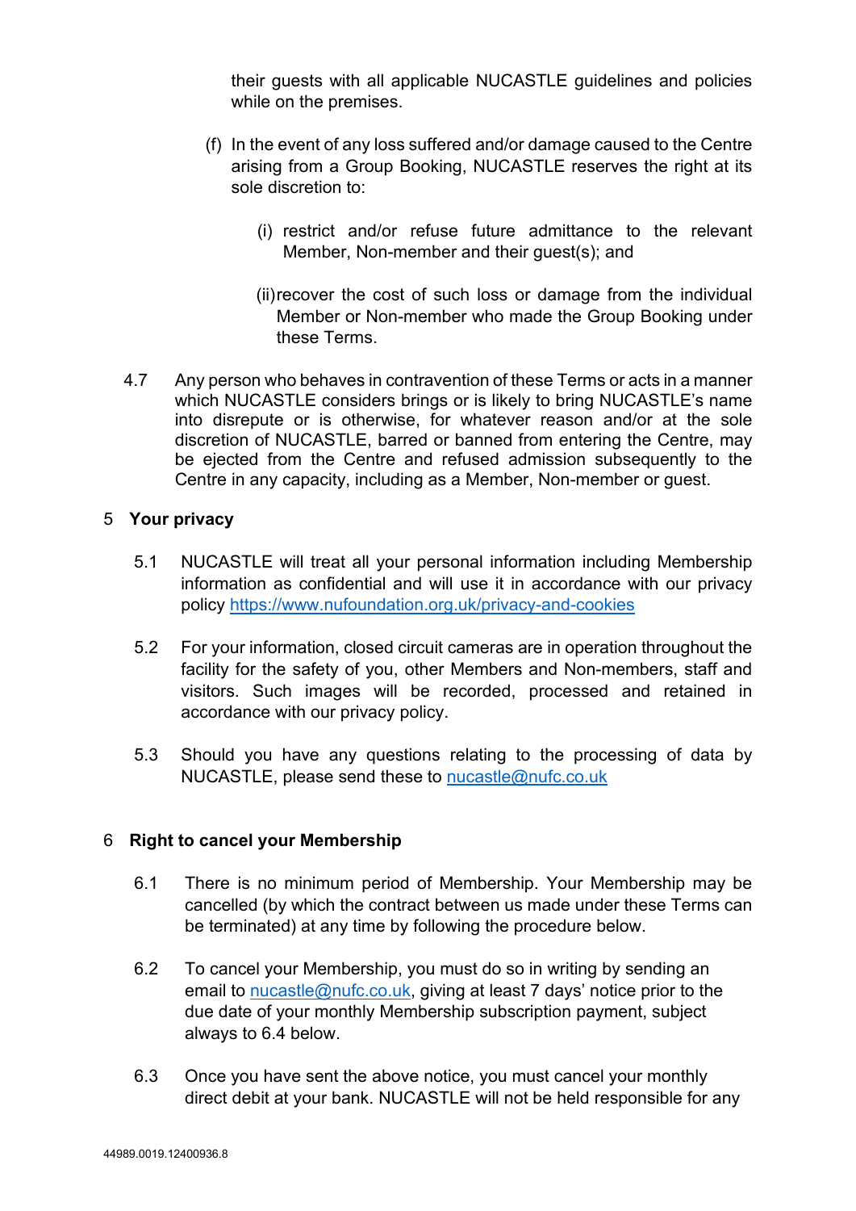their guests with all applicable NUCASTLE guidelines and policies while on the premises.

(f) In the event of any loss suffered and/or damage caused to the Centre arising from a Group Booking, NUCASTLE reserves the right at its sole discretion to:

(i) restrict and/or refuse future admittance to the relevant Member, Non-member and their guest(s); and

(ii) recover the cost of such loss or damage from the individual Member or Non-member who made the Group Booking under these Terms.

4.7 Any person who behaves in contravention of these Terms or acts in a manner which NUCASTLE considers brings or is likely to bring NUCASTLE's name into disrepute or is otherwise, for whatever reason and/or at the sole discretion of NUCASTLE, barred or banned from entering the Centre, may be ejected from the Centre and refused admission subsequently to the Centre in any capacity, including as a Member, Non-member or guest.

## 5 Your privacy

5.1 NUCASTLE will treat all your personal information including Membership information as confidential and will use it in accordance with our privacy policy https://www.nufoundation.org.uk/privacy-and-cookies

5.2 For your information, closed circuit cameras are in operation throughout the facility for the safety of you, other Members and Non-members, staff and visitors. Such images will be recorded, processed and retained in accordance with our privacy policy.

5.3 Should you have any questions relating to the processing of data by NUCASTLE, please send these to nucastle@nufc.co.uk

## 6 Right to cancel your Membership

6.1 There is no minimum period of Membership. Your Membership may be cancelled (by which the contract between us made under these Terms can be terminated) at any time by following the procedure below.

6.2 To cancel your Membership, you must do so in writing by sending an email to nucastle@nufc.co.uk, giving at least 7 days' notice prior to the due date of your monthly Membership subscription payment, subject always to 6.4 below.

6.3 Once you have sent the above notice, you must cancel your monthly direct debit at your bank. NUCASTLE will not be held responsible for any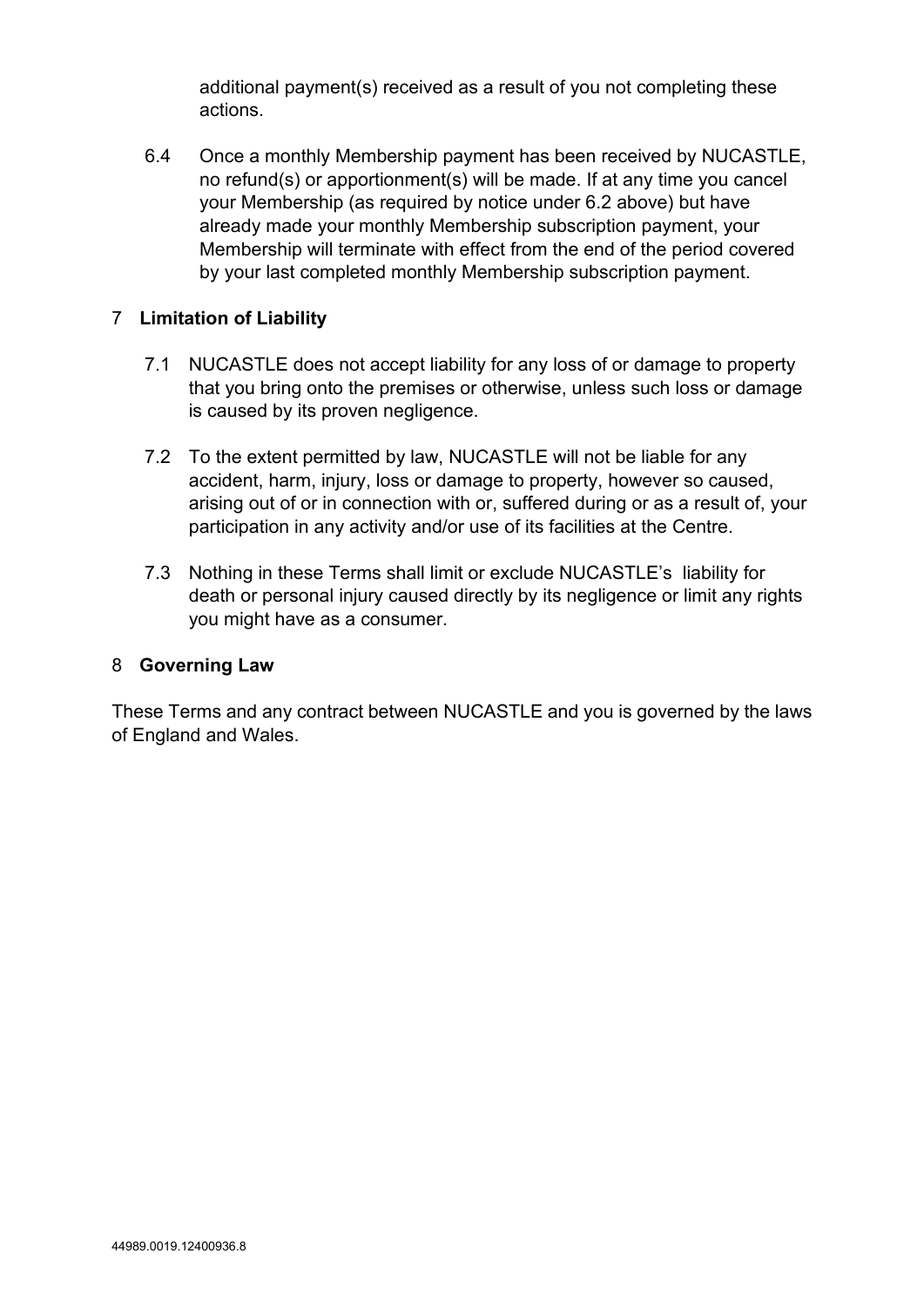additional payment(s) received as a result of you not completing these actions.

6.4 Once a monthly Membership payment has been received by NUCASTLE, no refund(s) or apportionment(s) will be made. If at any time you cancel your Membership (as required by notice under 6.2 above) but have already made your monthly Membership subscription payment, your Membership will terminate with effect from the end of the period covered by your last completed monthly Membership subscription payment.

## 7 Limitation of Liability

7.1 NUCASTLE does not accept liability for any loss of or damage to property that you bring onto the premises or otherwise, unless such loss or damage is caused by its proven negligence.

7.2 To the extent permitted by law, NUCASTLE will not be liable for any accident, harm, injury, loss or damage to property, however so caused, arising out of or in connection with or, suffered during or as a result of, your participation in any activity and/or use of its facilities at the Centre.

7.3 Nothing in these Terms shall limit or exclude NUCASTLE's liability for death or personal injury caused directly by its negligence or limit any rights you might have as a consumer.

## 8 Governing Law

These Terms and any contract between NUCASTLE and you is governed by the laws of England and Wales.

44989.0019.12400936.8